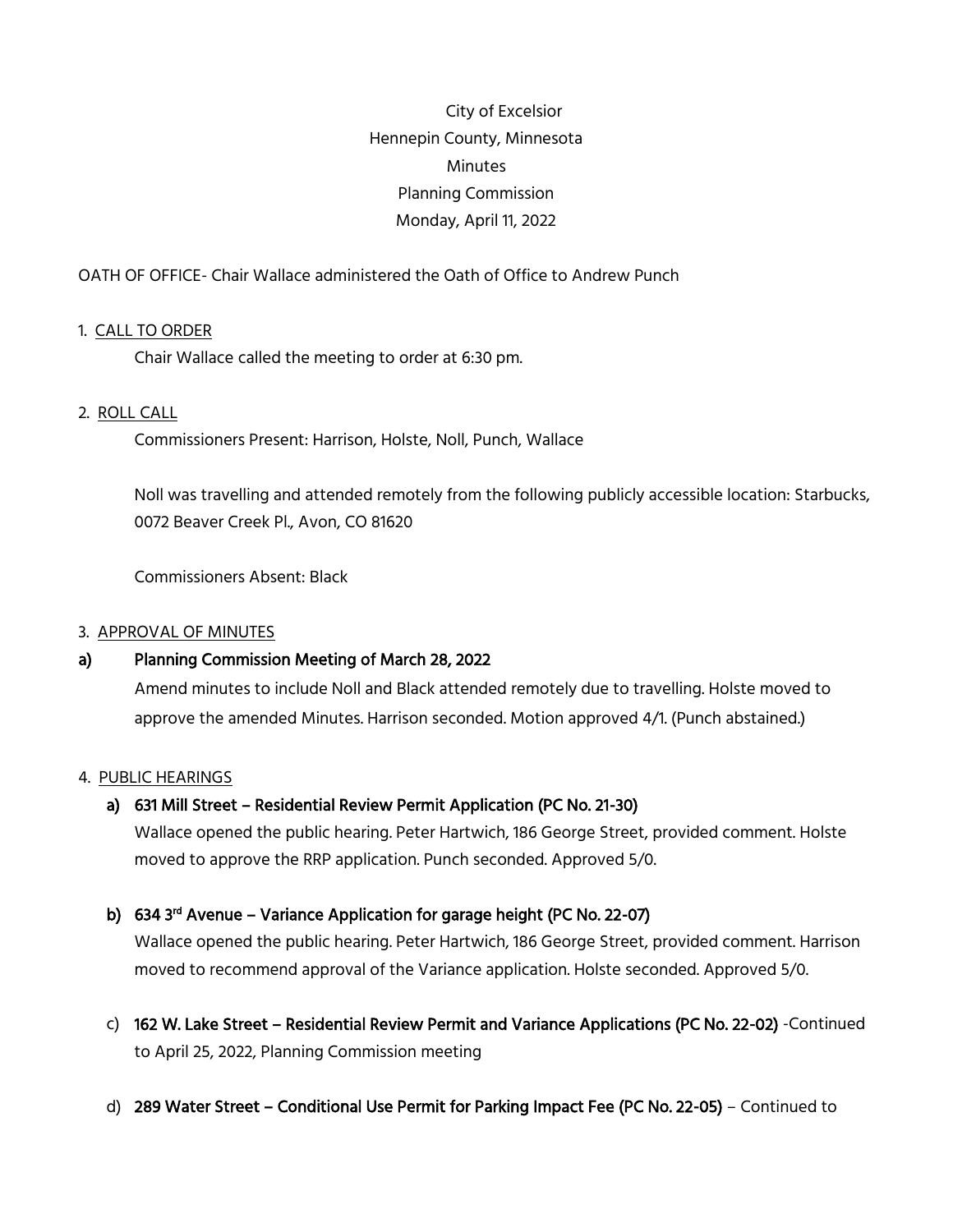City of Excelsior
Hennepin County, Minnesota
Minutes
Planning Commission
Monday, April 11, 2022

OATH OF OFFICE- Chair Wallace administered the Oath of Office to Andrew Punch

1. CALL TO ORDER

   Chair Wallace called the meeting to order at 6:30 pm.

2. ROLL CALL

   Commissioners Present: Harrison, Holste, Noll, Punch, Wallace

   Noll was travelling and attended remotely from the following publicly accessible location: Starbucks, 0072 Beaver Creek Pl., Avon, CO 81620

   Commissioners Absent: Black

3. APPROVAL OF MINUTES

**a) Planning Commission Meeting of March 28, 2022**

   Amend minutes to include Noll and Black attended remotely due to travelling. Holste moved to approve the amended Minutes. Harrison seconded. Motion approved 4/1. (Punch abstained.)

4. PUBLIC HEARINGS

   **a) 631 Mill Street – Residential Review Permit Application (PC No. 21-30)**

   Wallace opened the public hearing. Peter Hartwich, 186 George Street, provided comment. Holste moved to approve the RRP application. Punch seconded. Approved 5/0.

   **b) 634 3rd Avenue – Variance Application for garage height (PC No. 22-07)**

   Wallace opened the public hearing. Peter Hartwich, 186 George Street, provided comment. Harrison moved to recommend approval of the Variance application. Holste seconded. Approved 5/0.

   c) **162 W. Lake Street – Residential Review Permit and Variance Applications (PC No. 22-02)** -Continued to April 25, 2022, Planning Commission meeting

   d) **289 Water Street – Conditional Use Permit for Parking Impact Fee (PC No. 22-05)** – Continued to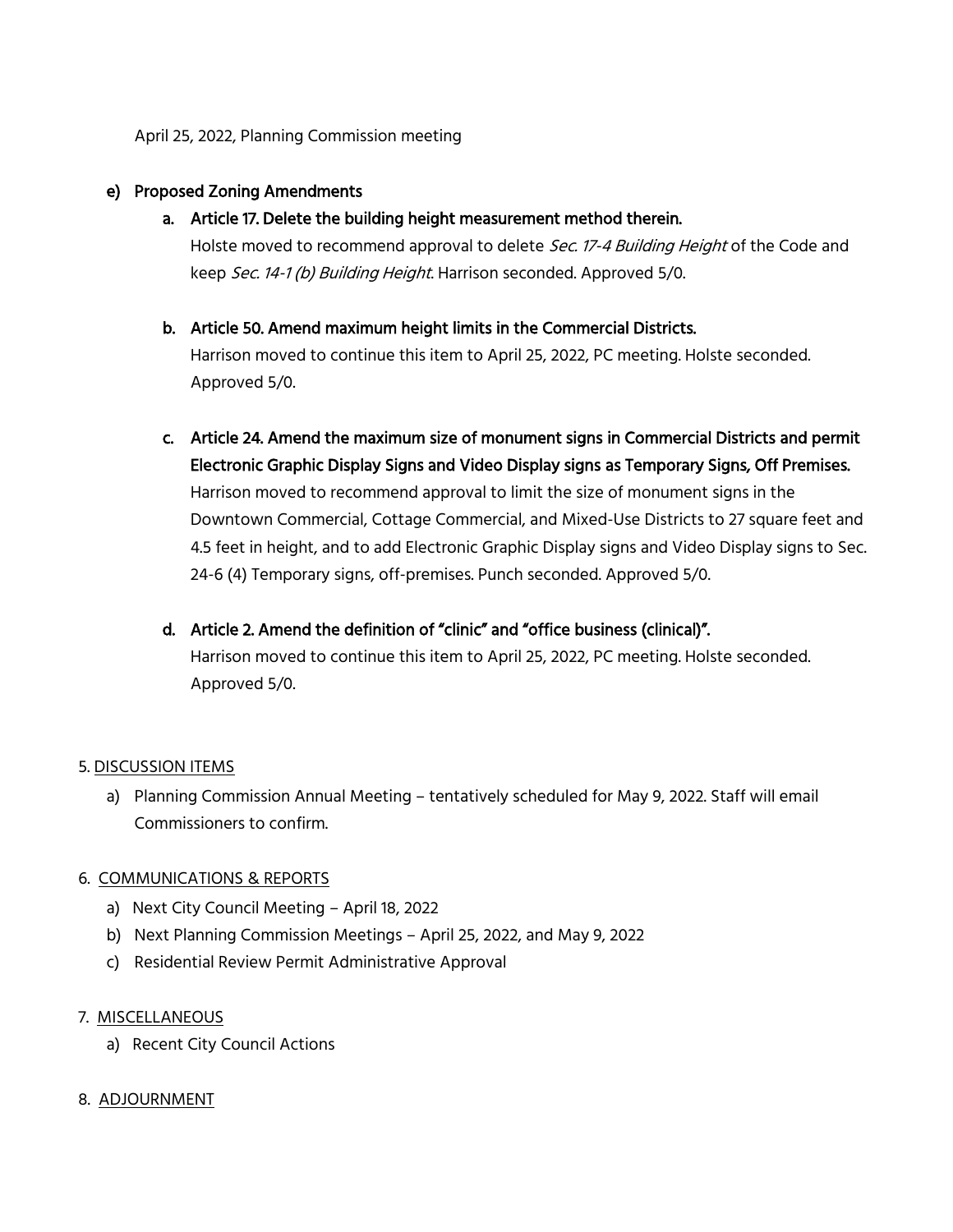April 25, 2022, Planning Commission meeting

**e) Proposed Zoning Amendments**

**a. Article 17. Delete the building height measurement method therein.**

Holste moved to recommend approval to delete *Sec. 17-4 Building Height* of the Code and keep *Sec. 14-1 (b) Building Height*. Harrison seconded. Approved 5/0.

**b. Article 50. Amend maximum height limits in the Commercial Districts.**

Harrison moved to continue this item to April 25, 2022, PC meeting. Holste seconded. Approved 5/0.

**c. Article 24. Amend the maximum size of monument signs in Commercial Districts and permit Electronic Graphic Display Signs and Video Display signs as Temporary Signs, Off Premises.**

Harrison moved to recommend approval to limit the size of monument signs in the Downtown Commercial, Cottage Commercial, and Mixed-Use Districts to 27 square feet and 4.5 feet in height, and to add Electronic Graphic Display signs and Video Display signs to Sec. 24-6 (4) Temporary signs, off-premises. Punch seconded. Approved 5/0.

**d. Article 2. Amend the definition of "clinic" and "office business (clinical)".**

Harrison moved to continue this item to April 25, 2022, PC meeting. Holste seconded. Approved 5/0.

5. DISCUSSION ITEMS

a) Planning Commission Annual Meeting – tentatively scheduled for May 9, 2022. Staff will email Commissioners to confirm.

6. COMMUNICATIONS & REPORTS

a) Next City Council Meeting – April 18, 2022
b) Next Planning Commission Meetings – April 25, 2022, and May 9, 2022
c) Residential Review Permit Administrative Approval

7. MISCELLANEOUS

a) Recent City Council Actions

8. ADJOURNMENT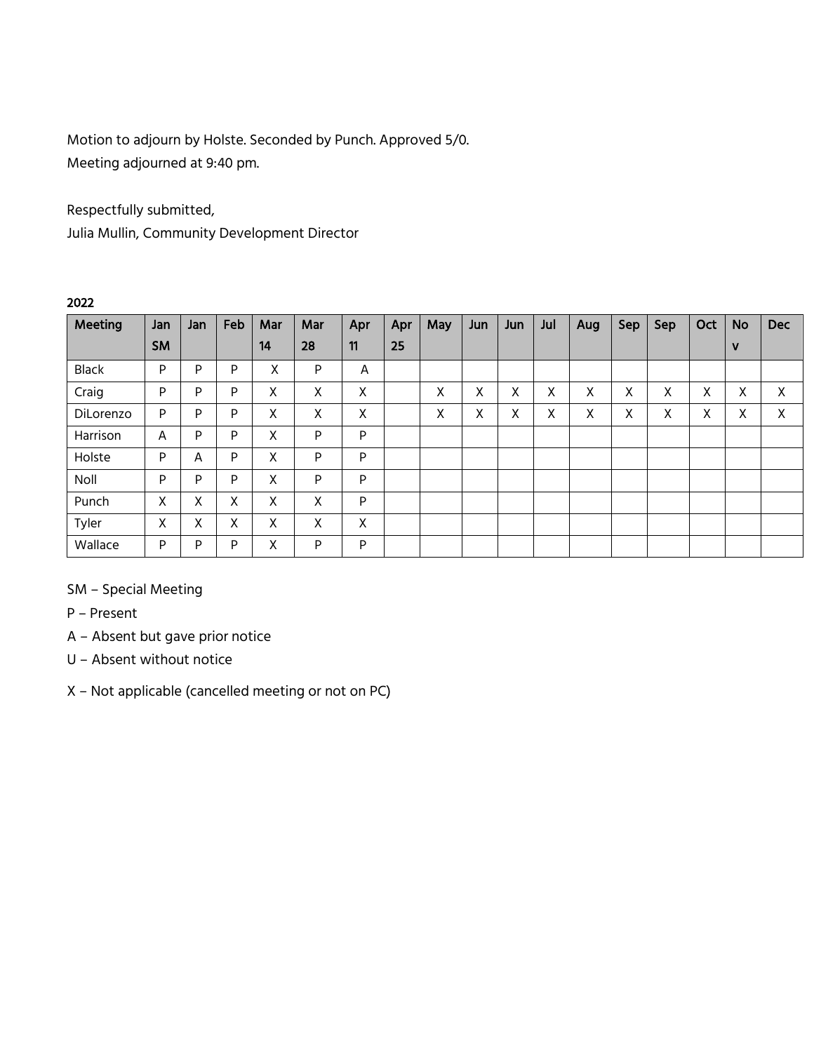Motion to adjourn by Holste. Seconded by Punch. Approved 5/0.
Meeting adjourned at 9:40 pm.

Respectfully submitted,
Julia Mullin, Community Development Director

**2022**

| Meeting | Jan SM | Jan | Feb | Mar 14 | Mar 28 | Apr 11 | Apr 25 | May | Jun | Jun | Jul | Aug | Sep | Sep | Oct | Nov | Dec |
|---|---|---|---|---|---|---|---|---|---|---|---|---|---|---|---|---|---|
| Black | P | P | P | X | P | A | | | | | | | | | | | |
| Craig | P | P | P | X | X | X | | X | X | X | X | X | X | X | X | X | X |
| DiLorenzo | P | P | P | X | X | X | | X | X | X | X | X | X | X | X | X | X |
| Harrison | A | P | P | X | P | P | | | | | | | | | | | |
| Holste | P | A | P | X | P | P | | | | | | | | | | | |
| Noll | P | P | P | X | P | P | | | | | | | | | | | |
| Punch | X | X | X | X | X | P | | | | | | | | | | | |
| Tyler | X | X | X | X | X | X | | | | | | | | | | | |
| Wallace | P | P | P | X | P | P | | | | | | | | | | | |

SM – Special Meeting

P – Present

A – Absent but gave prior notice

U – Absent without notice

X – Not applicable (cancelled meeting or not on PC)